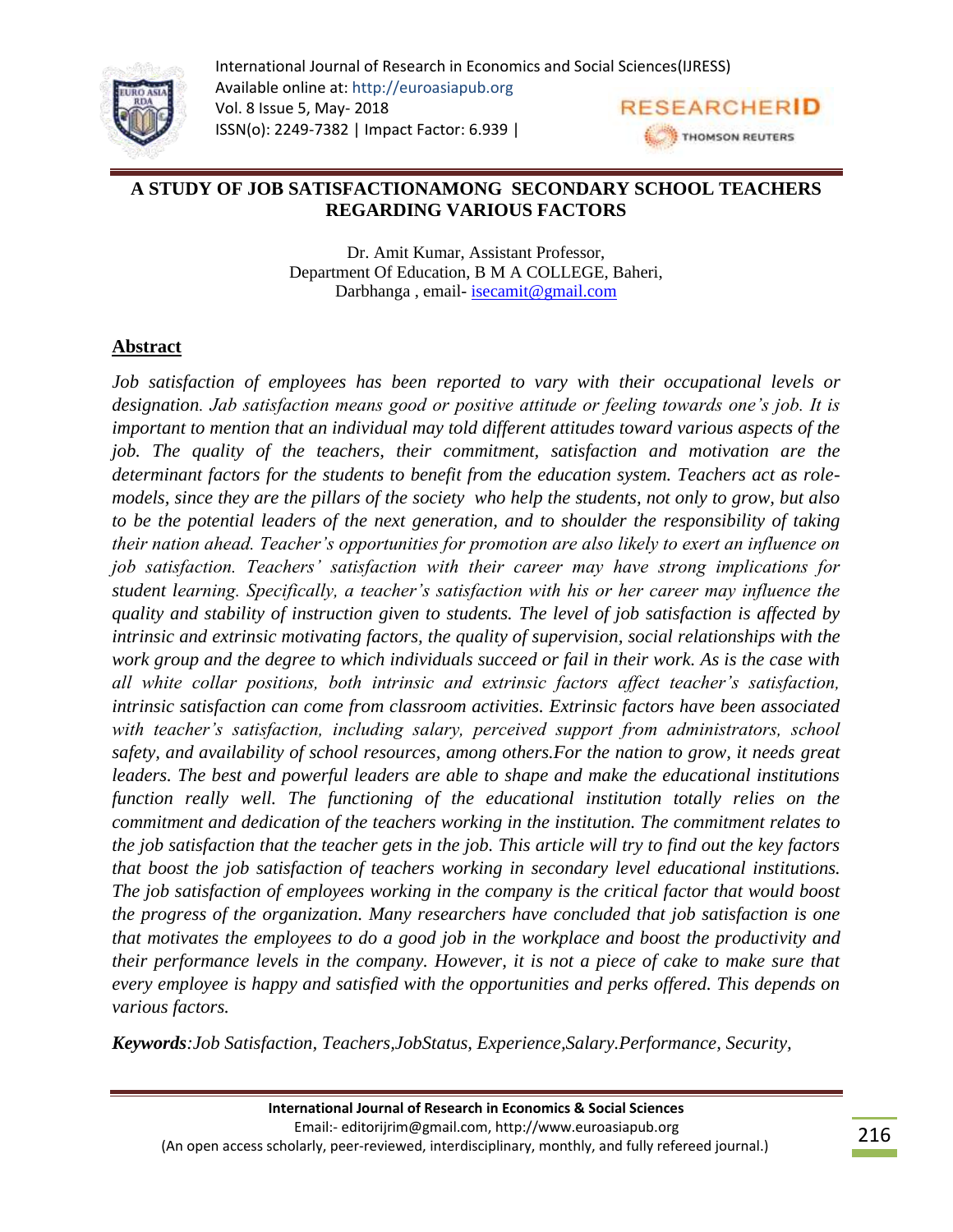# A STUDY OF JOB SATISFACTIONAMONG SECONDARY SCHOOL TEACHERS REGARDING VARIOUS FACTORS

Dr. Amit Kumar, Assistant Professor,
Department Of Education, B M A COLLEGE, Baheri,
Darbhanga , email- isecamit@gmail.com

## Abstract

*Job satisfaction of employees has been reported to vary with their occupational levels or designation. Jab satisfaction means good or positive attitude or feeling towards one's job. It is important to mention that an individual may told different attitudes toward various aspects of the job. The quality of the teachers, their commitment, satisfaction and motivation are the determinant factors for the students to benefit from the education system. Teachers act as role-models, since they are the pillars of the society who help the students, not only to grow, but also to be the potential leaders of the next generation, and to shoulder the responsibility of taking their nation ahead. Teacher's opportunities for promotion are also likely to exert an influence on job satisfaction. Teachers' satisfaction with their career may have strong implications for student learning. Specifically, a teacher's satisfaction with his or her career may influence the quality and stability of instruction given to students. The level of job satisfaction is affected by intrinsic and extrinsic motivating factors, the quality of supervision, social relationships with the work group and the degree to which individuals succeed or fail in their work. As is the case with all white collar positions, both intrinsic and extrinsic factors affect teacher's satisfaction, intrinsic satisfaction can come from classroom activities. Extrinsic factors have been associated with teacher's satisfaction, including salary, perceived support from administrators, school safety, and availability of school resources, among others.For the nation to grow, it needs great leaders. The best and powerful leaders are able to shape and make the educational institutions function really well. The functioning of the educational institution totally relies on the commitment and dedication of the teachers working in the institution. The commitment relates to the job satisfaction that the teacher gets in the job. This article will try to find out the key factors that boost the job satisfaction of teachers working in secondary level educational institutions. The job satisfaction of employees working in the company is the critical factor that would boost the progress of the organization. Many researchers have concluded that job satisfaction is one that motivates the employees to do a good job in the workplace and boost the productivity and their performance levels in the company. However, it is not a piece of cake to make sure that every employee is happy and satisfied with the opportunities and perks offered. This depends on various factors.*

***Keywords***:*Job Satisfaction, Teachers,JobStatus, Experience,Salary.Performance, Security,*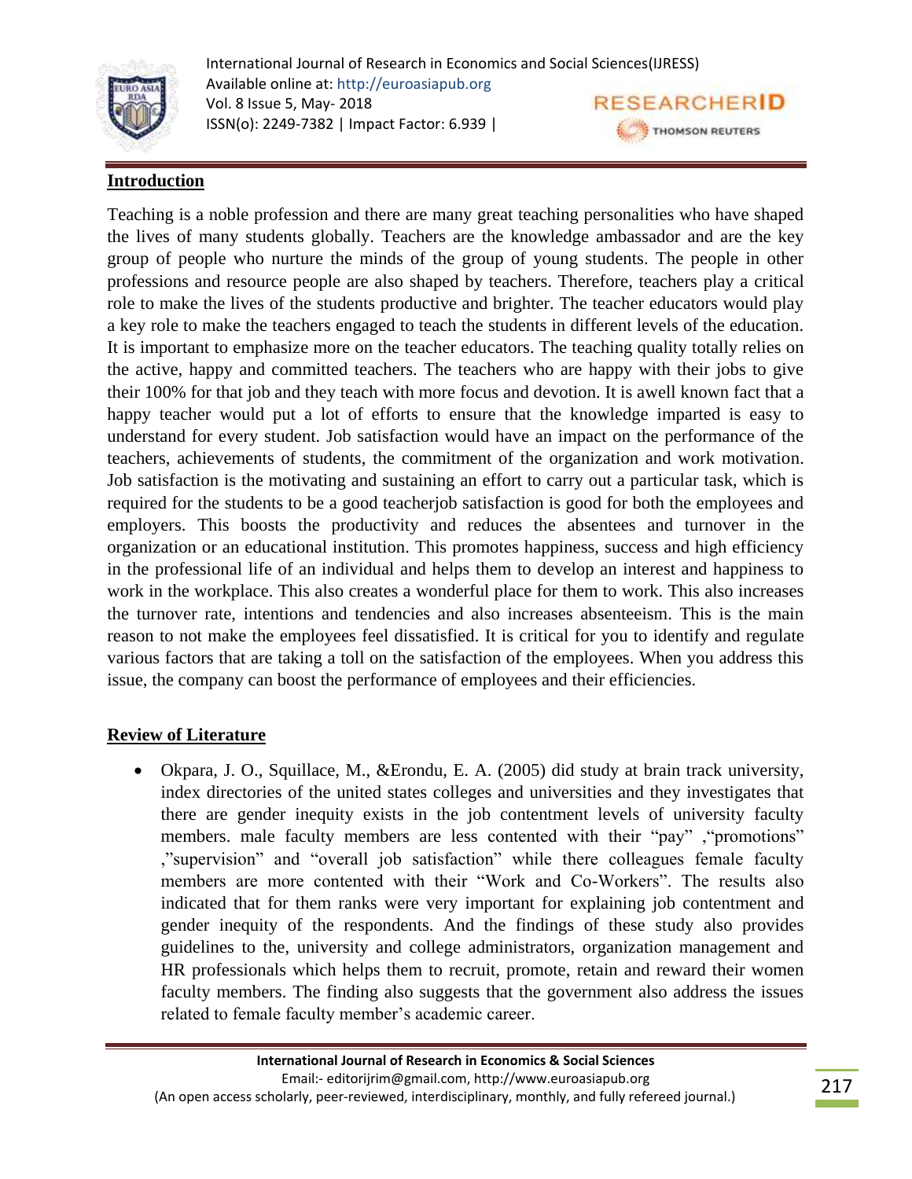## Introduction

Teaching is a noble profession and there are many great teaching personalities who have shaped the lives of many students globally. Teachers are the knowledge ambassador and are the key group of people who nurture the minds of the group of young students. The people in other professions and resource people are also shaped by teachers. Therefore, teachers play a critical role to make the lives of the students productive and brighter. The teacher educators would play a key role to make the teachers engaged to teach the students in different levels of the education. It is important to emphasize more on the teacher educators. The teaching quality totally relies on the active, happy and committed teachers. The teachers who are happy with their jobs to give their 100% for that job and they teach with more focus and devotion. It is awell known fact that a happy teacher would put a lot of efforts to ensure that the knowledge imparted is easy to understand for every student. Job satisfaction would have an impact on the performance of the teachers, achievements of students, the commitment of the organization and work motivation. Job satisfaction is the motivating and sustaining an effort to carry out a particular task, which is required for the students to be a good teacherjob satisfaction is good for both the employees and employers. This boosts the productivity and reduces the absentees and turnover in the organization or an educational institution. This promotes happiness, success and high efficiency in the professional life of an individual and helps them to develop an interest and happiness to work in the workplace. This also creates a wonderful place for them to work. This also increases the turnover rate, intentions and tendencies and also increases absenteeism. This is the main reason to not make the employees feel dissatisfied. It is critical for you to identify and regulate various factors that are taking a toll on the satisfaction of the employees. When you address this issue, the company can boost the performance of employees and their efficiencies.

## Review of Literature

- Okpara, J. O., Squillace, M., &Erondu, E. A. (2005) did study at brain track university, index directories of the united states colleges and universities and they investigates that there are gender inequity exists in the job contentment levels of university faculty members. male faculty members are less contented with their "pay" ,"promotions" ,"supervision" and "overall job satisfaction" while there colleagues female faculty members are more contented with their "Work and Co-Workers". The results also indicated that for them ranks were very important for explaining job contentment and gender inequity of the respondents. And the findings of these study also provides guidelines to the, university and college administrators, organization management and HR professionals which helps them to recruit, promote, retain and reward their women faculty members. The finding also suggests that the government also address the issues related to female faculty member's academic career.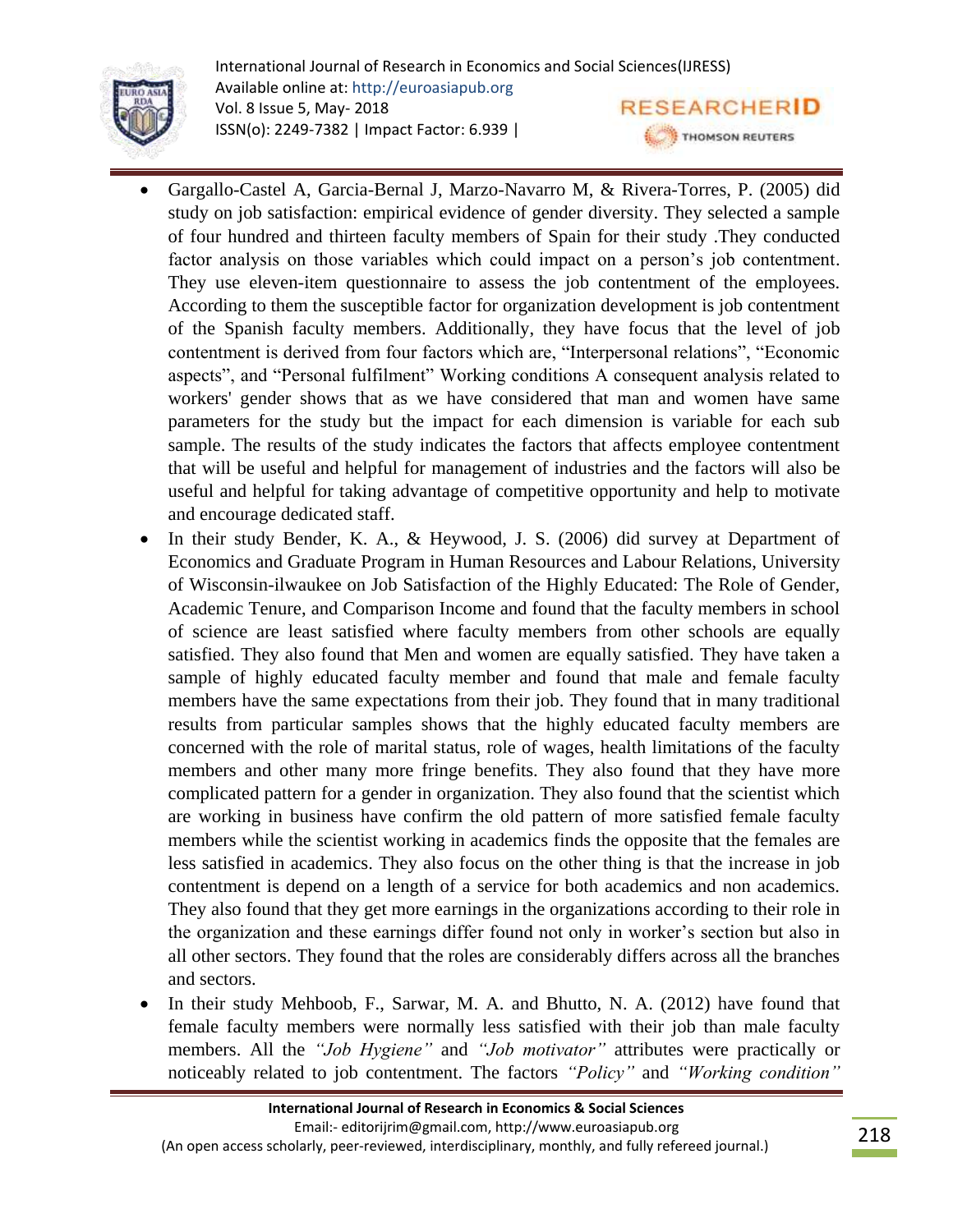- Gargallo-Castel A, Garcia-Bernal J, Marzo-Navarro M, & Rivera-Torres, P. (2005) did study on job satisfaction: empirical evidence of gender diversity. They selected a sample of four hundred and thirteen faculty members of Spain for their study .They conducted factor analysis on those variables which could impact on a person's job contentment. They use eleven-item questionnaire to assess the job contentment of the employees. According to them the susceptible factor for organization development is job contentment of the Spanish faculty members. Additionally, they have focus that the level of job contentment is derived from four factors which are, "Interpersonal relations", "Economic aspects", and "Personal fulfilment" Working conditions A consequent analysis related to workers' gender shows that as we have considered that man and women have same parameters for the study but the impact for each dimension is variable for each sub sample. The results of the study indicates the factors that affects employee contentment that will be useful and helpful for management of industries and the factors will also be useful and helpful for taking advantage of competitive opportunity and help to motivate and encourage dedicated staff.
- In their study Bender, K. A., & Heywood, J. S. (2006) did survey at Department of Economics and Graduate Program in Human Resources and Labour Relations, University of Wisconsin-ilwaukee on Job Satisfaction of the Highly Educated: The Role of Gender, Academic Tenure, and Comparison Income and found that the faculty members in school of science are least satisfied where faculty members from other schools are equally satisfied. They also found that Men and women are equally satisfied. They have taken a sample of highly educated faculty member and found that male and female faculty members have the same expectations from their job. They found that in many traditional results from particular samples shows that the highly educated faculty members are concerned with the role of marital status, role of wages, health limitations of the faculty members and other many more fringe benefits. They also found that they have more complicated pattern for a gender in organization. They also found that the scientist which are working in business have confirm the old pattern of more satisfied female faculty members while the scientist working in academics finds the opposite that the females are less satisfied in academics. They also focus on the other thing is that the increase in job contentment is depend on a length of a service for both academics and non academics. They also found that they get more earnings in the organizations according to their role in the organization and these earnings differ found not only in worker's section but also in all other sectors. They found that the roles are considerably differs across all the branches and sectors.
- In their study Mehboob, F., Sarwar, M. A. and Bhutto, N. A. (2012) have found that female faculty members were normally less satisfied with their job than male faculty members. All the *"Job Hygiene"* and *"Job motivator"* attributes were practically or noticeably related to job contentment. The factors *"Policy"* and *"Working condition"*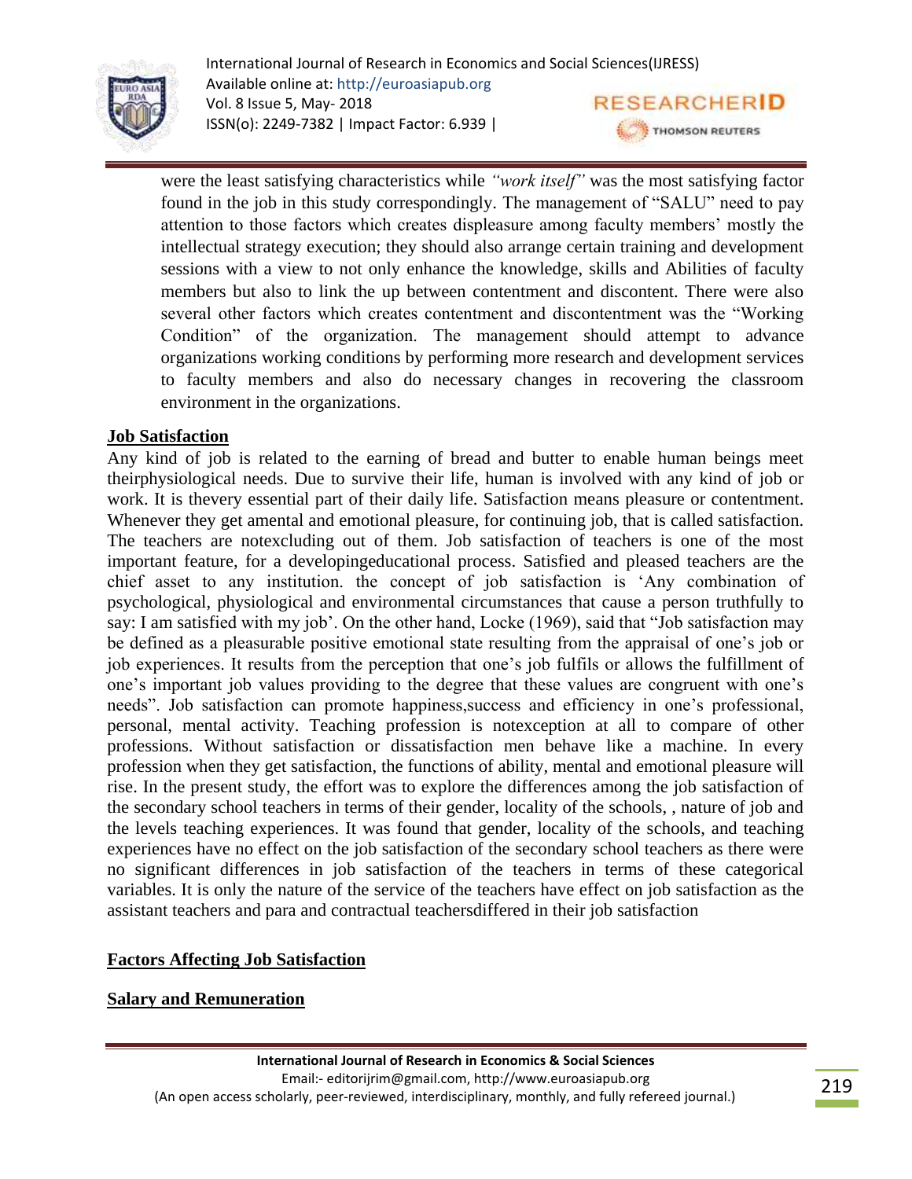were the least satisfying characteristics while *"work itself"* was the most satisfying factor found in the job in this study correspondingly. The management of "SALU" need to pay attention to those factors which creates displeasure among faculty members' mostly the intellectual strategy execution; they should also arrange certain training and development sessions with a view to not only enhance the knowledge, skills and Abilities of faculty members but also to link the up between contentment and discontent. There were also several other factors which creates contentment and discontentment was the "Working Condition" of the organization. The management should attempt to advance organizations working conditions by performing more research and development services to faculty members and also do necessary changes in recovering the classroom environment in the organizations.

## Job Satisfaction

Any kind of job is related to the earning of bread and butter to enable human beings meet theirphysiological needs. Due to survive their life, human is involved with any kind of job or work. It is thevery essential part of their daily life. Satisfaction means pleasure or contentment. Whenever they get amental and emotional pleasure, for continuing job, that is called satisfaction. The teachers are notexcluding out of them. Job satisfaction of teachers is one of the most important feature, for a developingeducational process. Satisfied and pleased teachers are the chief asset to any institution. the concept of job satisfaction is 'Any combination of psychological, physiological and environmental circumstances that cause a person truthfully to say: I am satisfied with my job'. On the other hand, Locke (1969), said that "Job satisfaction may be defined as a pleasurable positive emotional state resulting from the appraisal of one's job or job experiences. It results from the perception that one's job fulfils or allows the fulfillment of one's important job values providing to the degree that these values are congruent with one's needs". Job satisfaction can promote happiness,success and efficiency in one's professional, personal, mental activity. Teaching profession is notexception at all to compare of other professions. Without satisfaction or dissatisfaction men behave like a machine. In every profession when they get satisfaction, the functions of ability, mental and emotional pleasure will rise. In the present study, the effort was to explore the differences among the job satisfaction of the secondary school teachers in terms of their gender, locality of the schools, , nature of job and the levels teaching experiences. It was found that gender, locality of the schools, and teaching experiences have no effect on the job satisfaction of the secondary school teachers as there were no significant differences in job satisfaction of the teachers in terms of these categorical variables. It is only the nature of the service of the teachers have effect on job satisfaction as the assistant teachers and para and contractual teachersdiffered in their job satisfaction

## Factors Affecting Job Satisfaction

### Salary and Remuneration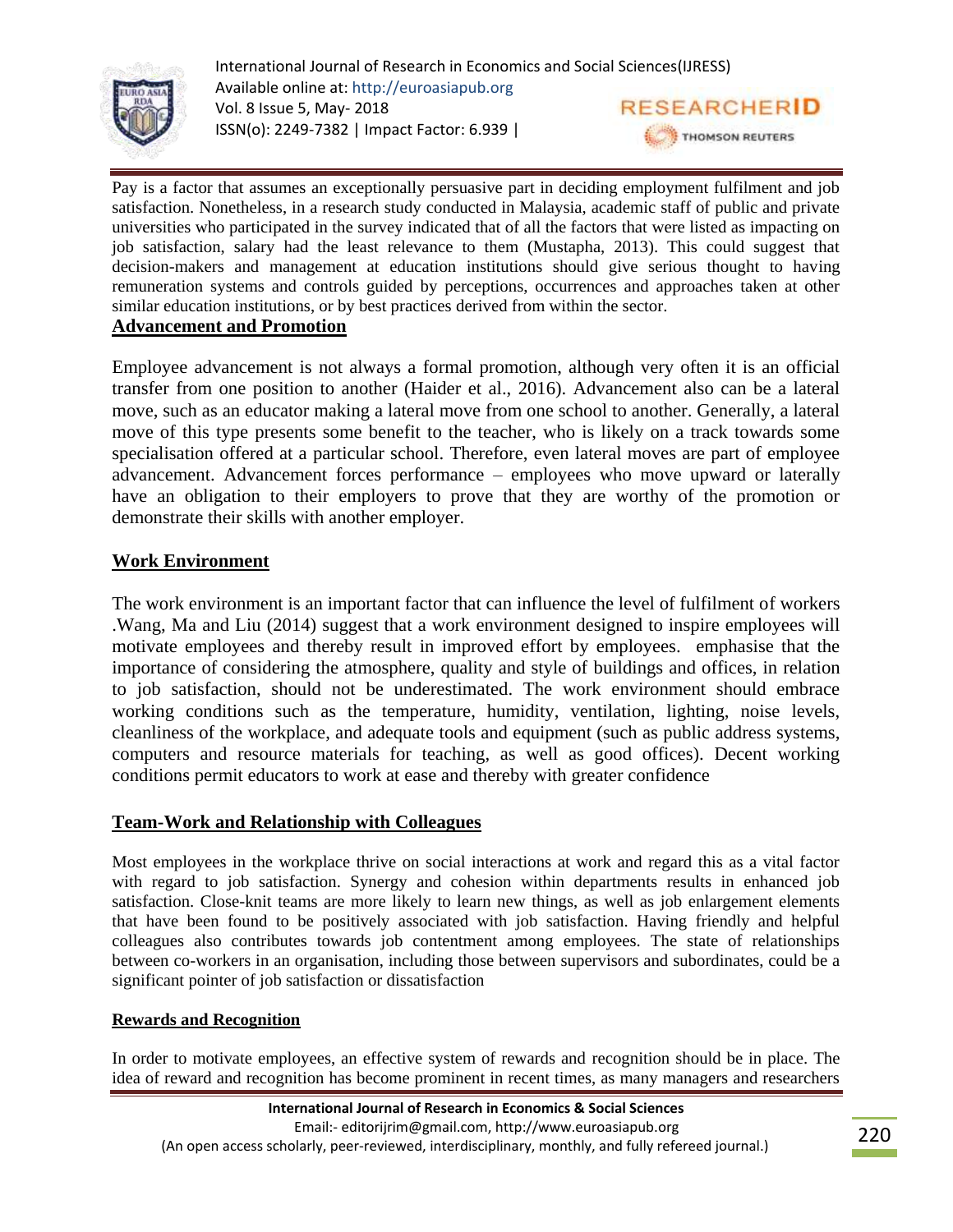Pay is a factor that assumes an exceptionally persuasive part in deciding employment fulfilment and job satisfaction. Nonetheless, in a research study conducted in Malaysia, academic staff of public and private universities who participated in the survey indicated that of all the factors that were listed as impacting on job satisfaction, salary had the least relevance to them (Mustapha, 2013). This could suggest that decision-makers and management at education institutions should give serious thought to having remuneration systems and controls guided by perceptions, occurrences and approaches taken at other similar education institutions, or by best practices derived from within the sector.

## Advancement and Promotion

Employee advancement is not always a formal promotion, although very often it is an official transfer from one position to another (Haider et al., 2016). Advancement also can be a lateral move, such as an educator making a lateral move from one school to another. Generally, a lateral move of this type presents some benefit to the teacher, who is likely on a track towards some specialisation offered at a particular school. Therefore, even lateral moves are part of employee advancement. Advancement forces performance – employees who move upward or laterally have an obligation to their employers to prove that they are worthy of the promotion or demonstrate their skills with another employer.

## Work Environment

The work environment is an important factor that can influence the level of fulfilment of workers .Wang, Ma and Liu (2014) suggest that a work environment designed to inspire employees will motivate employees and thereby result in improved effort by employees. emphasise that the importance of considering the atmosphere, quality and style of buildings and offices, in relation to job satisfaction, should not be underestimated. The work environment should embrace working conditions such as the temperature, humidity, ventilation, lighting, noise levels, cleanliness of the workplace, and adequate tools and equipment (such as public address systems, computers and resource materials for teaching, as well as good offices). Decent working conditions permit educators to work at ease and thereby with greater confidence

## Team-Work and Relationship with Colleagues

Most employees in the workplace thrive on social interactions at work and regard this as a vital factor with regard to job satisfaction. Synergy and cohesion within departments results in enhanced job satisfaction. Close-knit teams are more likely to learn new things, as well as job enlargement elements that have been found to be positively associated with job satisfaction. Having friendly and helpful colleagues also contributes towards job contentment among employees. The state of relationships between co-workers in an organisation, including those between supervisors and subordinates, could be a significant pointer of job satisfaction or dissatisfaction

### Rewards and Recognition

In order to motivate employees, an effective system of rewards and recognition should be in place. The idea of reward and recognition has become prominent in recent times, as many managers and researchers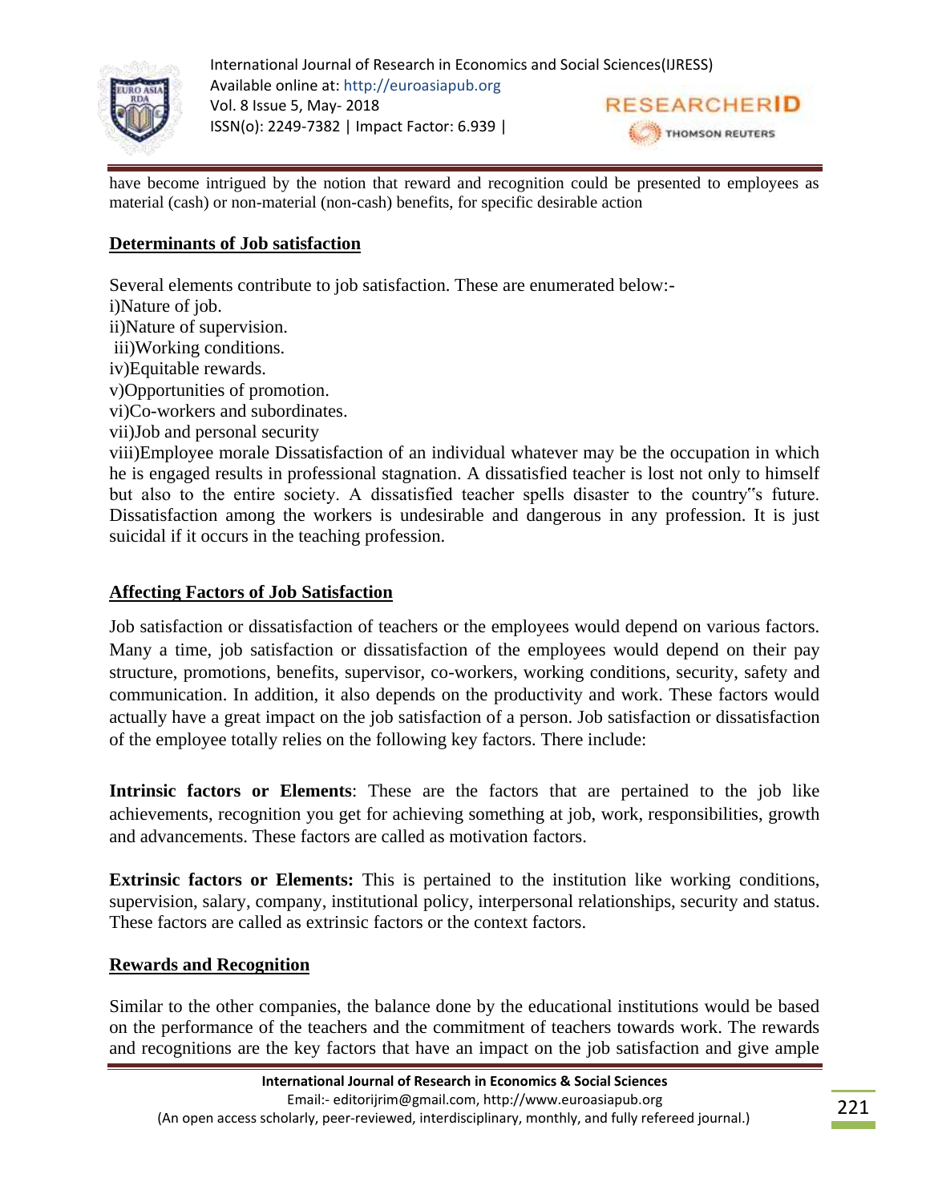have become intrigued by the notion that reward and recognition could be presented to employees as material (cash) or non-material (non-cash) benefits, for specific desirable action

## Determinants of Job satisfaction

Several elements contribute to job satisfaction. These are enumerated below:-

i)Nature of job.

ii)Nature of supervision.

iii)Working conditions.

iv)Equitable rewards.

v)Opportunities of promotion.

vi)Co-workers and subordinates.

vii)Job and personal security

viii)Employee morale Dissatisfaction of an individual whatever may be the occupation in which he is engaged results in professional stagnation. A dissatisfied teacher is lost not only to himself but also to the entire society. A dissatisfied teacher spells disaster to the country‟s future. Dissatisfaction among the workers is undesirable and dangerous in any profession. It is just suicidal if it occurs in the teaching profession.

## Affecting Factors of Job Satisfaction

Job satisfaction or dissatisfaction of teachers or the employees would depend on various factors. Many a time, job satisfaction or dissatisfaction of the employees would depend on their pay structure, promotions, benefits, supervisor, co-workers, working conditions, security, safety and communication. In addition, it also depends on the productivity and work. These factors would actually have a great impact on the job satisfaction of a person. Job satisfaction or dissatisfaction of the employee totally relies on the following key factors. There include:

**Intrinsic factors or Elements**: These are the factors that are pertained to the job like achievements, recognition you get for achieving something at job, work, responsibilities, growth and advancements. These factors are called as motivation factors.

**Extrinsic factors or Elements:** This is pertained to the institution like working conditions, supervision, salary, company, institutional policy, interpersonal relationships, security and status. These factors are called as extrinsic factors or the context factors.

## Rewards and Recognition

Similar to the other companies, the balance done by the educational institutions would be based on the performance of the teachers and the commitment of teachers towards work. The rewards and recognitions are the key factors that have an impact on the job satisfaction and give ample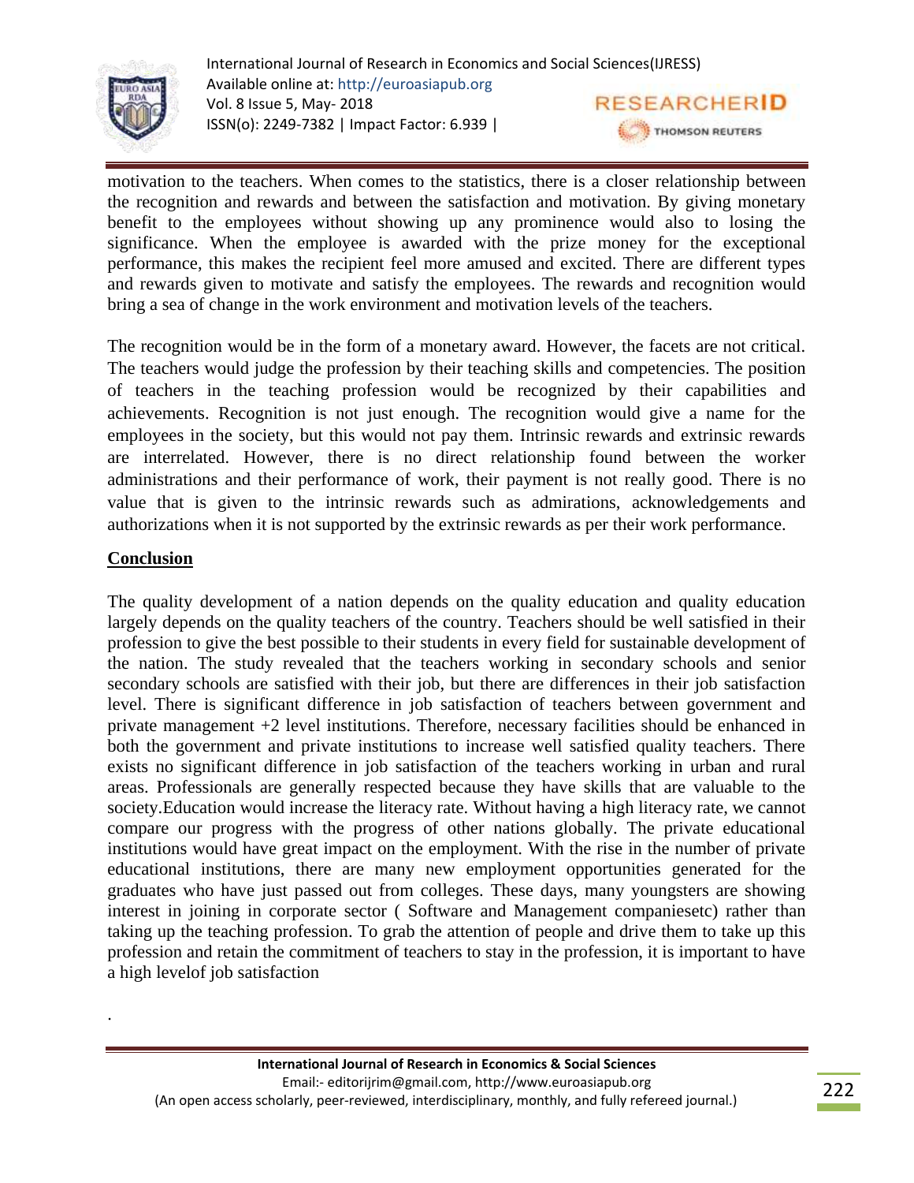motivation to the teachers. When comes to the statistics, there is a closer relationship between the recognition and rewards and between the satisfaction and motivation. By giving monetary benefit to the employees without showing up any prominence would also to losing the significance. When the employee is awarded with the prize money for the exceptional performance, this makes the recipient feel more amused and excited. There are different types and rewards given to motivate and satisfy the employees. The rewards and recognition would bring a sea of change in the work environment and motivation levels of the teachers.

The recognition would be in the form of a monetary award. However, the facets are not critical. The teachers would judge the profession by their teaching skills and competencies. The position of teachers in the teaching profession would be recognized by their capabilities and achievements. Recognition is not just enough. The recognition would give a name for the employees in the society, but this would not pay them. Intrinsic rewards and extrinsic rewards are interrelated. However, there is no direct relationship found between the worker administrations and their performance of work, their payment is not really good. There is no value that is given to the intrinsic rewards such as admirations, acknowledgements and authorizations when it is not supported by the extrinsic rewards as per their work performance.

## Conclusion

The quality development of a nation depends on the quality education and quality education largely depends on the quality teachers of the country. Teachers should be well satisfied in their profession to give the best possible to their students in every field for sustainable development of the nation. The study revealed that the teachers working in secondary schools and senior secondary schools are satisfied with their job, but there are differences in their job satisfaction level. There is significant difference in job satisfaction of teachers between government and private management +2 level institutions. Therefore, necessary facilities should be enhanced in both the government and private institutions to increase well satisfied quality teachers. There exists no significant difference in job satisfaction of the teachers working in urban and rural areas. Professionals are generally respected because they have skills that are valuable to the society.Education would increase the literacy rate. Without having a high literacy rate, we cannot compare our progress with the progress of other nations globally. The private educational institutions would have great impact on the employment. With the rise in the number of private educational institutions, there are many new employment opportunities generated for the graduates who have just passed out from colleges. These days, many youngsters are showing interest in joining in corporate sector ( Software and Management companiesetc) rather than taking up the teaching profession. To grab the attention of people and drive them to take up this profession and retain the commitment of teachers to stay in the profession, it is important to have a high levelof job satisfaction

.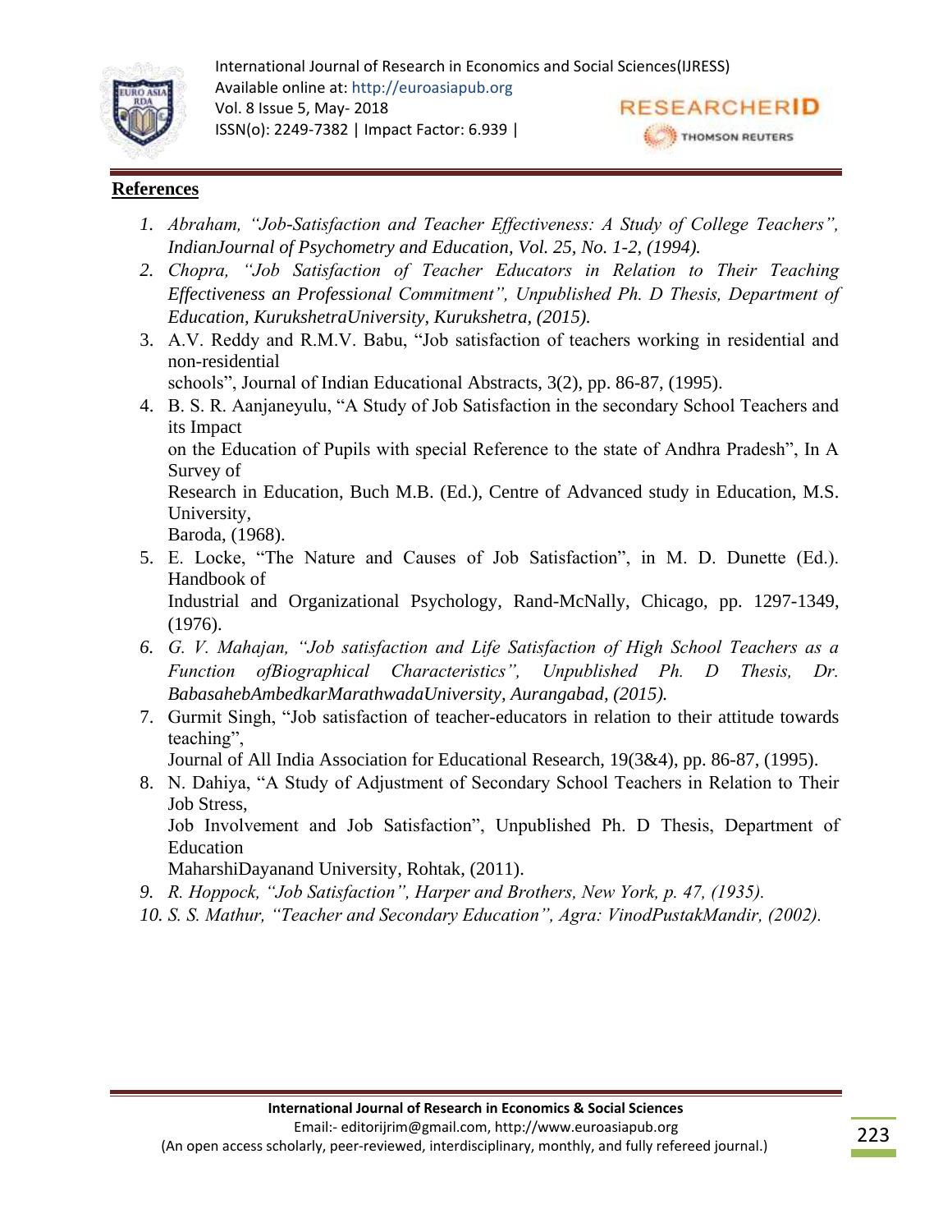**References**

1. *Abraham, "Job-Satisfaction and Teacher Effectiveness: A Study of College Teachers", IndianJournal of Psychometry and Education, Vol. 25, No. 1-2, (1994).*
2. *Chopra, "Job Satisfaction of Teacher Educators in Relation to Their Teaching Effectiveness an Professional Commitment", Unpublished Ph. D Thesis, Department of Education, KurukshetraUniversity, Kurukshetra, (2015).*
3. A.V. Reddy and R.M.V. Babu, "Job satisfaction of teachers working in residential and non-residential schools", Journal of Indian Educational Abstracts, 3(2), pp. 86-87, (1995).
4. B. S. R. Aanjaneyulu, "A Study of Job Satisfaction in the secondary School Teachers and its Impact on the Education of Pupils with special Reference to the state of Andhra Pradesh", In A Survey of Research in Education, Buch M.B. (Ed.), Centre of Advanced study in Education, M.S. University, Baroda, (1968).
5. E. Locke, "The Nature and Causes of Job Satisfaction", in M. D. Dunette (Ed.). Handbook of Industrial and Organizational Psychology, Rand-McNally, Chicago, pp. 1297-1349, (1976).
6. *G. V. Mahajan, "Job satisfaction and Life Satisfaction of High School Teachers as a Function ofBiographical Characteristics", Unpublished Ph. D Thesis, Dr. BabasahebAmbedkarMarathwadaUniversity, Aurangabad, (2015).*
7. Gurmit Singh, "Job satisfaction of teacher-educators in relation to their attitude towards teaching", Journal of All India Association for Educational Research, 19(3&4), pp. 86-87, (1995).
8. N. Dahiya, "A Study of Adjustment of Secondary School Teachers in Relation to Their Job Stress, Job Involvement and Job Satisfaction", Unpublished Ph. D Thesis, Department of Education MaharshiDayanand University, Rohtak, (2011).
9. *R. Hoppock, "Job Satisfaction", Harper and Brothers, New York, p. 47, (1935).*
10. *S. S. Mathur, "Teacher and Secondary Education", Agra: VinodPustakMandir, (2002).*